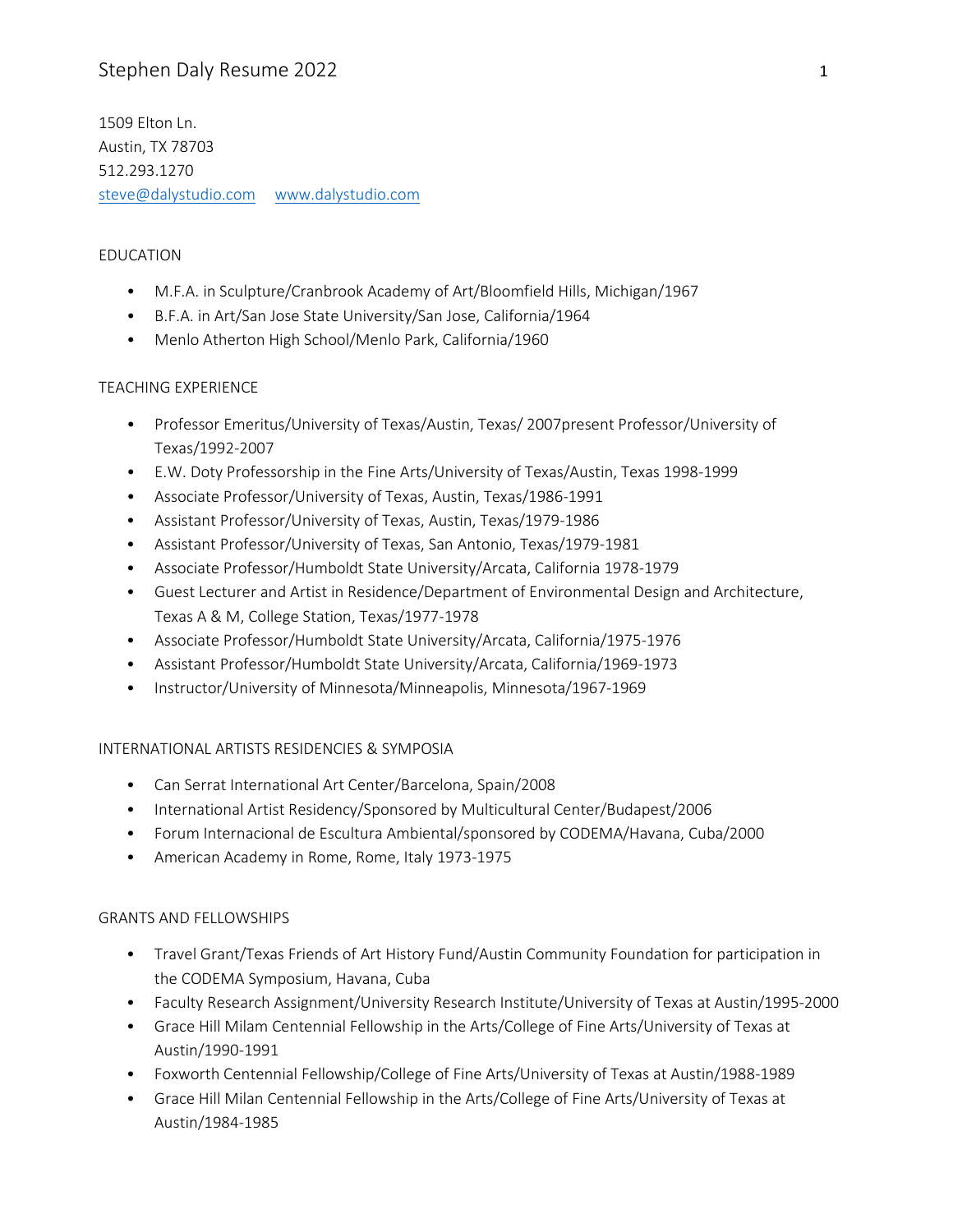1509 Elton Ln.
Austin, TX 78703
512.293.1270
steve@dalystudio.com www.dalystudio.com

## EDUCATION

- M.F.A. in Sculpture/Cranbrook Academy of Art/Bloomfield Hills, Michigan/1967
- B.F.A. in Art/San Jose State University/San Jose, California/1964
- Menlo Atherton High School/Menlo Park, California/1960

## TEACHING EXPERIENCE

- Professor Emeritus/University of Texas/Austin, Texas/ 2007present Professor/University of Texas/1992-2007
- E.W. Doty Professorship in the Fine Arts/University of Texas/Austin, Texas 1998-1999
- Associate Professor/University of Texas, Austin, Texas/1986-1991
- Assistant Professor/University of Texas, Austin, Texas/1979-1986
- Assistant Professor/University of Texas, San Antonio, Texas/1979-1981
- Associate Professor/Humboldt State University/Arcata, California 1978-1979
- Guest Lecturer and Artist in Residence/Department of Environmental Design and Architecture, Texas A & M, College Station, Texas/1977-1978
- Associate Professor/Humboldt State University/Arcata, California/1975-1976
- Assistant Professor/Humboldt State University/Arcata, California/1969-1973
- Instructor/University of Minnesota/Minneapolis, Minnesota/1967-1969

## INTERNATIONAL ARTISTS RESIDENCIES & SYMPOSIA

- Can Serrat International Art Center/Barcelona, Spain/2008
- International Artist Residency/Sponsored by Multicultural Center/Budapest/2006
- Forum Internacional de Escultura Ambiental/sponsored by CODEMA/Havana, Cuba/2000
- American Academy in Rome, Rome, Italy 1973-1975

## GRANTS AND FELLOWSHIPS

- Travel Grant/Texas Friends of Art History Fund/Austin Community Foundation for participation in the CODEMA Symposium, Havana, Cuba
- Faculty Research Assignment/University Research Institute/University of Texas at Austin/1995-2000
- Grace Hill Milam Centennial Fellowship in the Arts/College of Fine Arts/University of Texas at Austin/1990-1991
- Foxworth Centennial Fellowship/College of Fine Arts/University of Texas at Austin/1988-1989
- Grace Hill Milan Centennial Fellowship in the Arts/College of Fine Arts/University of Texas at Austin/1984-1985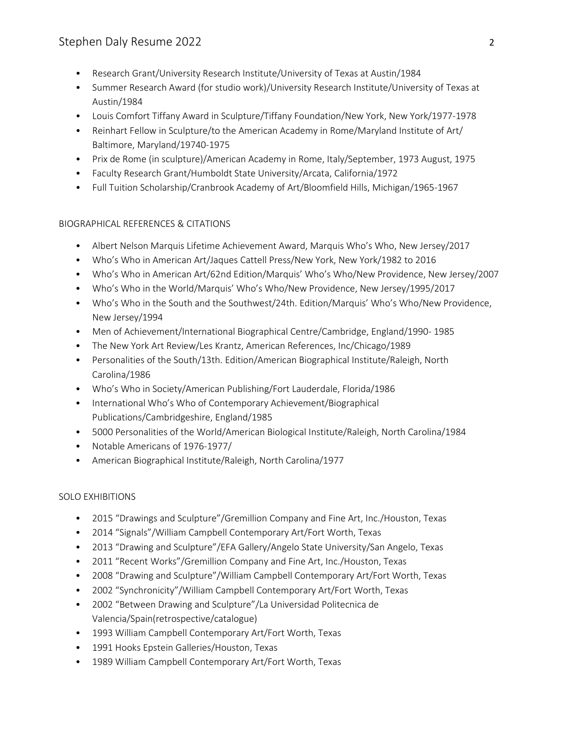- Research Grant/University Research Institute/University of Texas at Austin/1984
- Summer Research Award (for studio work)/University Research Institute/University of Texas at Austin/1984
- Louis Comfort Tiffany Award in Sculpture/Tiffany Foundation/New York, New York/1977-1978
- Reinhart Fellow in Sculpture/to the American Academy in Rome/Maryland Institute of Art/ Baltimore, Maryland/19740-1975
- Prix de Rome (in sculpture)/American Academy in Rome, Italy/September, 1973 August, 1975
- Faculty Research Grant/Humboldt State University/Arcata, California/1972
- Full Tuition Scholarship/Cranbrook Academy of Art/Bloomfield Hills, Michigan/1965-1967

BIOGRAPHICAL REFERENCES & CITATIONS

- Albert Nelson Marquis Lifetime Achievement Award, Marquis Who's Who, New Jersey/2017
- Who's Who in American Art/Jaques Cattell Press/New York, New York/1982 to 2016
- Who's Who in American Art/62nd Edition/Marquis' Who's Who/New Providence, New Jersey/2007
- Who's Who in the World/Marquis' Who's Who/New Providence, New Jersey/1995/2017
- Who's Who in the South and the Southwest/24th. Edition/Marquis' Who's Who/New Providence, New Jersey/1994
- Men of Achievement/International Biographical Centre/Cambridge, England/1990- 1985
- The New York Art Review/Les Krantz, American References, Inc/Chicago/1989
- Personalities of the South/13th. Edition/American Biographical Institute/Raleigh, North Carolina/1986
- Who's Who in Society/American Publishing/Fort Lauderdale, Florida/1986
- International Who's Who of Contemporary Achievement/Biographical Publications/Cambridgeshire, England/1985
- 5000 Personalities of the World/American Biological Institute/Raleigh, North Carolina/1984
- Notable Americans of 1976-1977/
- American Biographical Institute/Raleigh, North Carolina/1977

SOLO EXHIBITIONS

- 2015 "Drawings and Sculpture"/Gremillion Company and Fine Art, Inc./Houston, Texas
- 2014 "Signals"/William Campbell Contemporary Art/Fort Worth, Texas
- 2013 "Drawing and Sculpture"/EFA Gallery/Angelo State University/San Angelo, Texas
- 2011 "Recent Works"/Gremillion Company and Fine Art, Inc./Houston, Texas
- 2008 "Drawing and Sculpture"/William Campbell Contemporary Art/Fort Worth, Texas
- 2002 "Synchronicity"/William Campbell Contemporary Art/Fort Worth, Texas
- 2002 "Between Drawing and Sculpture"/La Universidad Politecnica de Valencia/Spain(retrospective/catalogue)
- 1993 William Campbell Contemporary Art/Fort Worth, Texas
- 1991 Hooks Epstein Galleries/Houston, Texas
- 1989 William Campbell Contemporary Art/Fort Worth, Texas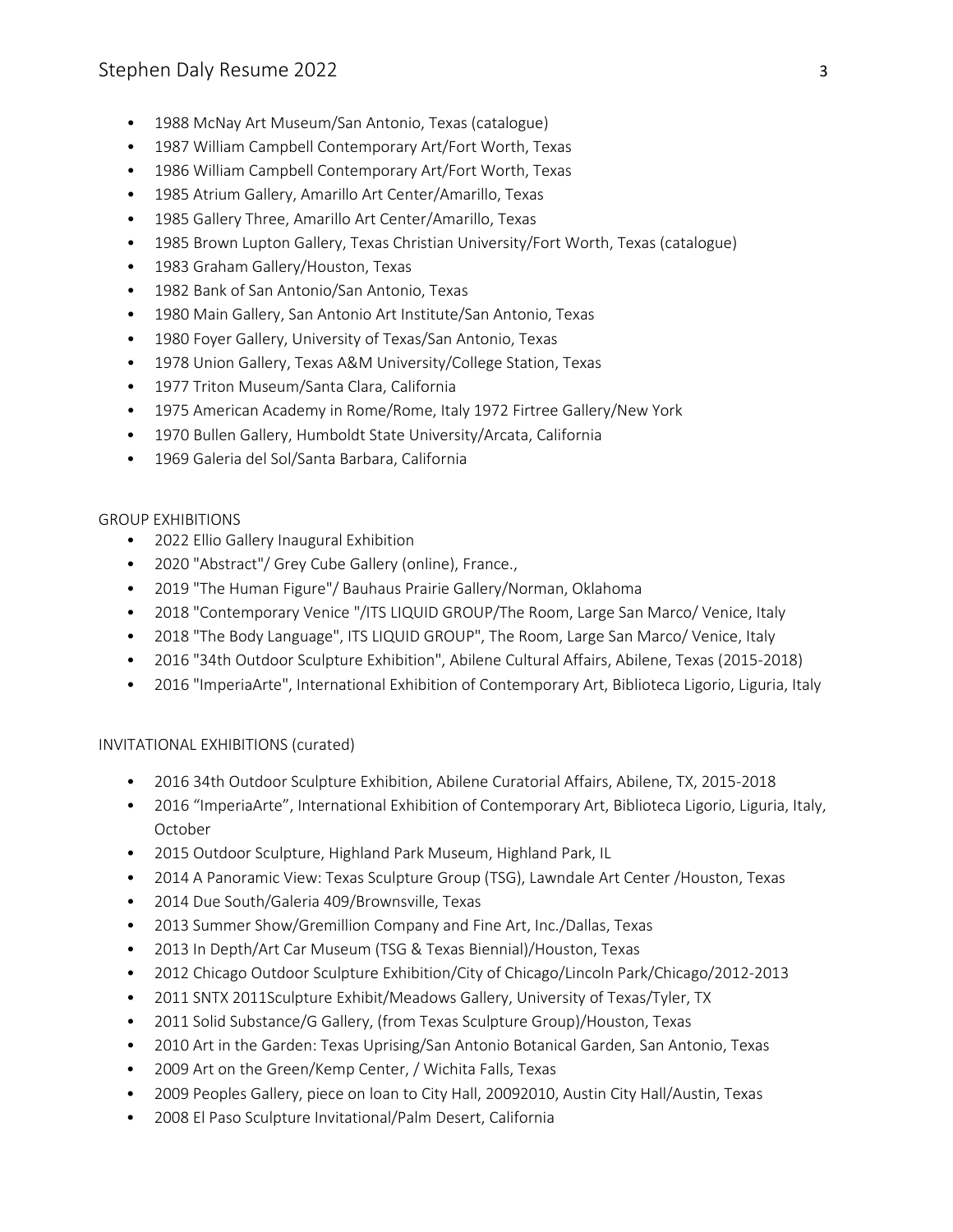- 1988 McNay Art Museum/San Antonio, Texas (catalogue)
- 1987 William Campbell Contemporary Art/Fort Worth, Texas
- 1986 William Campbell Contemporary Art/Fort Worth, Texas
- 1985 Atrium Gallery, Amarillo Art Center/Amarillo, Texas
- 1985 Gallery Three, Amarillo Art Center/Amarillo, Texas
- 1985 Brown Lupton Gallery, Texas Christian University/Fort Worth, Texas (catalogue)
- 1983 Graham Gallery/Houston, Texas
- 1982 Bank of San Antonio/San Antonio, Texas
- 1980 Main Gallery, San Antonio Art Institute/San Antonio, Texas
- 1980 Foyer Gallery, University of Texas/San Antonio, Texas
- 1978 Union Gallery, Texas A&M University/College Station, Texas
- 1977 Triton Museum/Santa Clara, California
- 1975 American Academy in Rome/Rome, Italy 1972 Firtree Gallery/New York
- 1970 Bullen Gallery, Humboldt State University/Arcata, California
- 1969 Galeria del Sol/Santa Barbara, California

GROUP EXHIBITIONS

- 2022 Ellio Gallery Inaugural Exhibition
- 2020 "Abstract"/ Grey Cube Gallery (online), France.,
- 2019 "The Human Figure"/ Bauhaus Prairie Gallery/Norman, Oklahoma
- 2018 "Contemporary Venice "/ITS LIQUID GROUP/The Room, Large San Marco/ Venice, Italy
- 2018 "The Body Language", ITS LIQUID GROUP", The Room, Large San Marco/ Venice, Italy
- 2016 "34th Outdoor Sculpture Exhibition", Abilene Cultural Affairs, Abilene, Texas (2015-2018)
- 2016 "ImperiaArte", International Exhibition of Contemporary Art, Biblioteca Ligorio, Liguria, Italy

INVITATIONAL EXHIBITIONS (curated)

- 2016 34th Outdoor Sculpture Exhibition, Abilene Curatorial Affairs, Abilene, TX, 2015-2018
- 2016 "ImperiaArte", International Exhibition of Contemporary Art, Biblioteca Ligorio, Liguria, Italy, October
- 2015 Outdoor Sculpture, Highland Park Museum, Highland Park, IL
- 2014 A Panoramic View: Texas Sculpture Group (TSG), Lawndale Art Center /Houston, Texas
- 2014 Due South/Galeria 409/Brownsville, Texas
- 2013 Summer Show/Gremillion Company and Fine Art, Inc./Dallas, Texas
- 2013 In Depth/Art Car Museum (TSG & Texas Biennial)/Houston, Texas
- 2012 Chicago Outdoor Sculpture Exhibition/City of Chicago/Lincoln Park/Chicago/2012-2013
- 2011 SNTX 2011Sculpture Exhibit/Meadows Gallery, University of Texas/Tyler, TX
- 2011 Solid Substance/G Gallery, (from Texas Sculpture Group)/Houston, Texas
- 2010 Art in the Garden: Texas Uprising/San Antonio Botanical Garden, San Antonio, Texas
- 2009 Art on the Green/Kemp Center, / Wichita Falls, Texas
- 2009 Peoples Gallery, piece on loan to City Hall, 20092010, Austin City Hall/Austin, Texas
- 2008 El Paso Sculpture Invitational/Palm Desert, California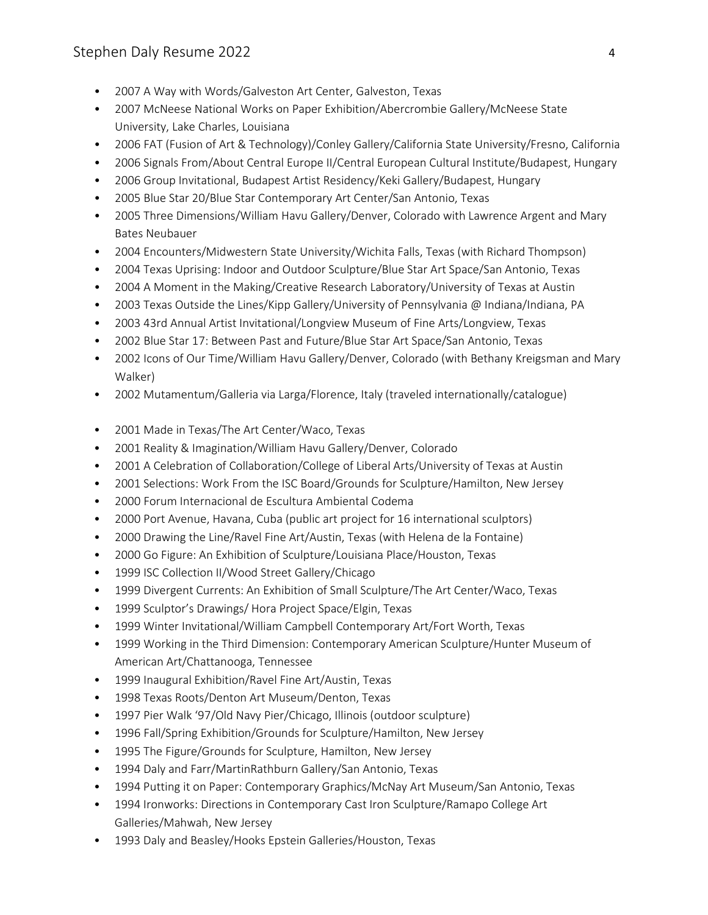- 2007 A Way with Words/Galveston Art Center, Galveston, Texas
- 2007 McNeese National Works on Paper Exhibition/Abercrombie Gallery/McNeese State University, Lake Charles, Louisiana
- 2006 FAT (Fusion of Art & Technology)/Conley Gallery/California State University/Fresno, California
- 2006 Signals From/About Central Europe II/Central European Cultural Institute/Budapest, Hungary
- 2006 Group Invitational, Budapest Artist Residency/Keki Gallery/Budapest, Hungary
- 2005 Blue Star 20/Blue Star Contemporary Art Center/San Antonio, Texas
- 2005 Three Dimensions/William Havu Gallery/Denver, Colorado with Lawrence Argent and Mary Bates Neubauer
- 2004 Encounters/Midwestern State University/Wichita Falls, Texas (with Richard Thompson)
- 2004 Texas Uprising: Indoor and Outdoor Sculpture/Blue Star Art Space/San Antonio, Texas
- 2004 A Moment in the Making/Creative Research Laboratory/University of Texas at Austin
- 2003 Texas Outside the Lines/Kipp Gallery/University of Pennsylvania @ Indiana/Indiana, PA
- 2003 43rd Annual Artist Invitational/Longview Museum of Fine Arts/Longview, Texas
- 2002 Blue Star 17: Between Past and Future/Blue Star Art Space/San Antonio, Texas
- 2002 Icons of Our Time/William Havu Gallery/Denver, Colorado (with Bethany Kreigsman and Mary Walker)
- 2002 Mutamentum/Galleria via Larga/Florence, Italy (traveled internationally/catalogue)

- 2001 Made in Texas/The Art Center/Waco, Texas
- 2001 Reality & Imagination/William Havu Gallery/Denver, Colorado
- 2001 A Celebration of Collaboration/College of Liberal Arts/University of Texas at Austin
- 2001 Selections: Work From the ISC Board/Grounds for Sculpture/Hamilton, New Jersey
- 2000 Forum Internacional de Escultura Ambiental Codema
- 2000 Port Avenue, Havana, Cuba (public art project for 16 international sculptors)
- 2000 Drawing the Line/Ravel Fine Art/Austin, Texas (with Helena de la Fontaine)
- 2000 Go Figure: An Exhibition of Sculpture/Louisiana Place/Houston, Texas
- 1999 ISC Collection II/Wood Street Gallery/Chicago
- 1999 Divergent Currents: An Exhibition of Small Sculpture/The Art Center/Waco, Texas
- 1999 Sculptor's Drawings/ Hora Project Space/Elgin, Texas
- 1999 Winter Invitational/William Campbell Contemporary Art/Fort Worth, Texas
- 1999 Working in the Third Dimension: Contemporary American Sculpture/Hunter Museum of American Art/Chattanooga, Tennessee
- 1999 Inaugural Exhibition/Ravel Fine Art/Austin, Texas
- 1998 Texas Roots/Denton Art Museum/Denton, Texas
- 1997 Pier Walk '97/Old Navy Pier/Chicago, Illinois (outdoor sculpture)
- 1996 Fall/Spring Exhibition/Grounds for Sculpture/Hamilton, New Jersey
- 1995 The Figure/Grounds for Sculpture, Hamilton, New Jersey
- 1994 Daly and Farr/MartinRathburn Gallery/San Antonio, Texas
- 1994 Putting it on Paper: Contemporary Graphics/McNay Art Museum/San Antonio, Texas
- 1994 Ironworks: Directions in Contemporary Cast Iron Sculpture/Ramapo College Art Galleries/Mahwah, New Jersey
- 1993 Daly and Beasley/Hooks Epstein Galleries/Houston, Texas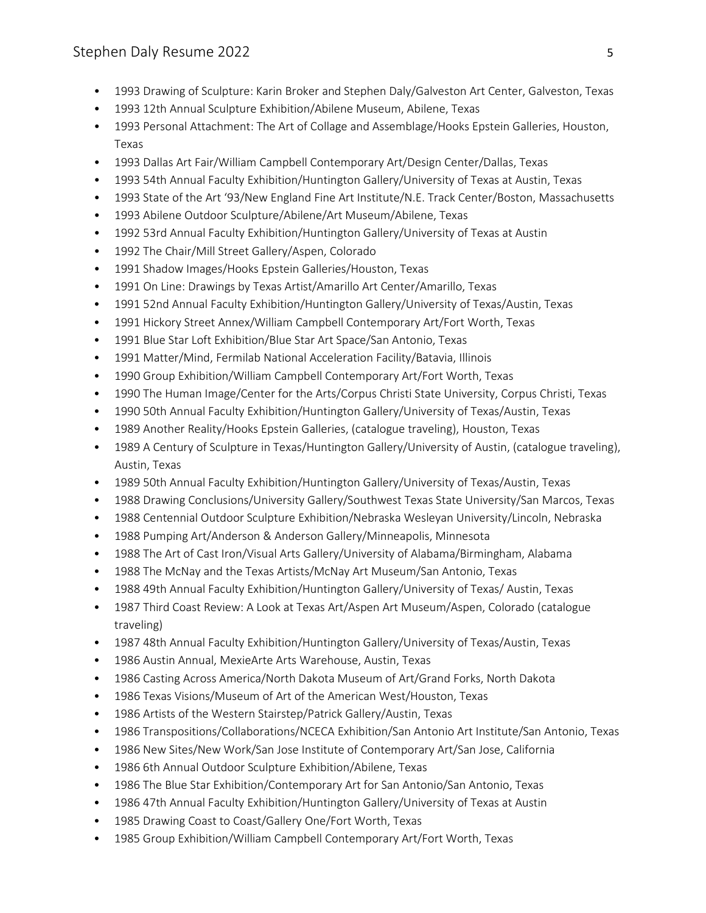- 1993 Drawing of Sculpture: Karin Broker and Stephen Daly/Galveston Art Center, Galveston, Texas
- 1993 12th Annual Sculpture Exhibition/Abilene Museum, Abilene, Texas
- 1993 Personal Attachment: The Art of Collage and Assemblage/Hooks Epstein Galleries, Houston, Texas
- 1993 Dallas Art Fair/William Campbell Contemporary Art/Design Center/Dallas, Texas
- 1993 54th Annual Faculty Exhibition/Huntington Gallery/University of Texas at Austin, Texas
- 1993 State of the Art '93/New England Fine Art Institute/N.E. Track Center/Boston, Massachusetts
- 1993 Abilene Outdoor Sculpture/Abilene/Art Museum/Abilene, Texas
- 1992 53rd Annual Faculty Exhibition/Huntington Gallery/University of Texas at Austin
- 1992 The Chair/Mill Street Gallery/Aspen, Colorado
- 1991 Shadow Images/Hooks Epstein Galleries/Houston, Texas
- 1991 On Line: Drawings by Texas Artist/Amarillo Art Center/Amarillo, Texas
- 1991 52nd Annual Faculty Exhibition/Huntington Gallery/University of Texas/Austin, Texas
- 1991 Hickory Street Annex/William Campbell Contemporary Art/Fort Worth, Texas
- 1991 Blue Star Loft Exhibition/Blue Star Art Space/San Antonio, Texas
- 1991 Matter/Mind, Fermilab National Acceleration Facility/Batavia, Illinois
- 1990 Group Exhibition/William Campbell Contemporary Art/Fort Worth, Texas
- 1990 The Human Image/Center for the Arts/Corpus Christi State University, Corpus Christi, Texas
- 1990 50th Annual Faculty Exhibition/Huntington Gallery/University of Texas/Austin, Texas
- 1989 Another Reality/Hooks Epstein Galleries, (catalogue traveling), Houston, Texas
- 1989 A Century of Sculpture in Texas/Huntington Gallery/University of Austin, (catalogue traveling), Austin, Texas
- 1989 50th Annual Faculty Exhibition/Huntington Gallery/University of Texas/Austin, Texas
- 1988 Drawing Conclusions/University Gallery/Southwest Texas State University/San Marcos, Texas
- 1988 Centennial Outdoor Sculpture Exhibition/Nebraska Wesleyan University/Lincoln, Nebraska
- 1988 Pumping Art/Anderson & Anderson Gallery/Minneapolis, Minnesota
- 1988 The Art of Cast Iron/Visual Arts Gallery/University of Alabama/Birmingham, Alabama
- 1988 The McNay and the Texas Artists/McNay Art Museum/San Antonio, Texas
- 1988 49th Annual Faculty Exhibition/Huntington Gallery/University of Texas/ Austin, Texas
- 1987 Third Coast Review: A Look at Texas Art/Aspen Art Museum/Aspen, Colorado (catalogue traveling)
- 1987 48th Annual Faculty Exhibition/Huntington Gallery/University of Texas/Austin, Texas
- 1986 Austin Annual, MexieArte Arts Warehouse, Austin, Texas
- 1986 Casting Across America/North Dakota Museum of Art/Grand Forks, North Dakota
- 1986 Texas Visions/Museum of Art of the American West/Houston, Texas
- 1986 Artists of the Western Stairstep/Patrick Gallery/Austin, Texas
- 1986 Transpositions/Collaborations/NCECA Exhibition/San Antonio Art Institute/San Antonio, Texas
- 1986 New Sites/New Work/San Jose Institute of Contemporary Art/San Jose, California
- 1986 6th Annual Outdoor Sculpture Exhibition/Abilene, Texas
- 1986 The Blue Star Exhibition/Contemporary Art for San Antonio/San Antonio, Texas
- 1986 47th Annual Faculty Exhibition/Huntington Gallery/University of Texas at Austin
- 1985 Drawing Coast to Coast/Gallery One/Fort Worth, Texas
- 1985 Group Exhibition/William Campbell Contemporary Art/Fort Worth, Texas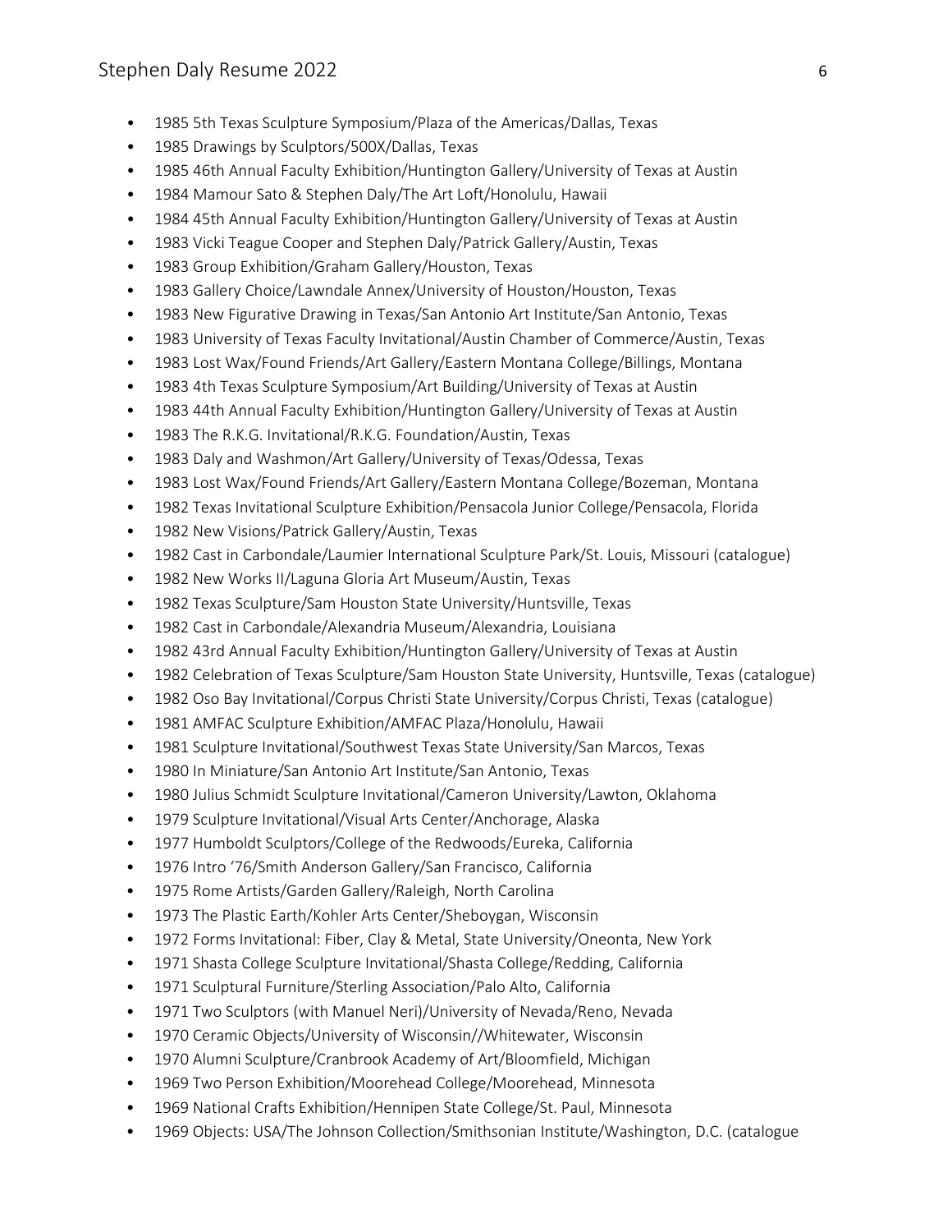- 1985 5th Texas Sculpture Symposium/Plaza of the Americas/Dallas, Texas
- 1985 Drawings by Sculptors/500X/Dallas, Texas
- 1985 46th Annual Faculty Exhibition/Huntington Gallery/University of Texas at Austin
- 1984 Mamour Sato & Stephen Daly/The Art Loft/Honolulu, Hawaii
- 1984 45th Annual Faculty Exhibition/Huntington Gallery/University of Texas at Austin
- 1983 Vicki Teague Cooper and Stephen Daly/Patrick Gallery/Austin, Texas
- 1983 Group Exhibition/Graham Gallery/Houston, Texas
- 1983 Gallery Choice/Lawndale Annex/University of Houston/Houston, Texas
- 1983 New Figurative Drawing in Texas/San Antonio Art Institute/San Antonio, Texas
- 1983 University of Texas Faculty Invitational/Austin Chamber of Commerce/Austin, Texas
- 1983 Lost Wax/Found Friends/Art Gallery/Eastern Montana College/Billings, Montana
- 1983 4th Texas Sculpture Symposium/Art Building/University of Texas at Austin
- 1983 44th Annual Faculty Exhibition/Huntington Gallery/University of Texas at Austin
- 1983 The R.K.G. Invitational/R.K.G. Foundation/Austin, Texas
- 1983 Daly and Washmon/Art Gallery/University of Texas/Odessa, Texas
- 1983 Lost Wax/Found Friends/Art Gallery/Eastern Montana College/Bozeman, Montana
- 1982 Texas Invitational Sculpture Exhibition/Pensacola Junior College/Pensacola, Florida
- 1982 New Visions/Patrick Gallery/Austin, Texas
- 1982 Cast in Carbondale/Laumier International Sculpture Park/St. Louis, Missouri (catalogue)
- 1982 New Works II/Laguna Gloria Art Museum/Austin, Texas
- 1982 Texas Sculpture/Sam Houston State University/Huntsville, Texas
- 1982 Cast in Carbondale/Alexandria Museum/Alexandria, Louisiana
- 1982 43rd Annual Faculty Exhibition/Huntington Gallery/University of Texas at Austin
- 1982 Celebration of Texas Sculpture/Sam Houston State University, Huntsville, Texas (catalogue)
- 1982 Oso Bay Invitational/Corpus Christi State University/Corpus Christi, Texas (catalogue)
- 1981 AMFAC Sculpture Exhibition/AMFAC Plaza/Honolulu, Hawaii
- 1981 Sculpture Invitational/Southwest Texas State University/San Marcos, Texas
- 1980 In Miniature/San Antonio Art Institute/San Antonio, Texas
- 1980 Julius Schmidt Sculpture Invitational/Cameron University/Lawton, Oklahoma
- 1979 Sculpture Invitational/Visual Arts Center/Anchorage, Alaska
- 1977 Humboldt Sculptors/College of the Redwoods/Eureka, California
- 1976 Intro '76/Smith Anderson Gallery/San Francisco, California
- 1975 Rome Artists/Garden Gallery/Raleigh, North Carolina
- 1973 The Plastic Earth/Kohler Arts Center/Sheboygan, Wisconsin
- 1972 Forms Invitational: Fiber, Clay & Metal, State University/Oneonta, New York
- 1971 Shasta College Sculpture Invitational/Shasta College/Redding, California
- 1971 Sculptural Furniture/Sterling Association/Palo Alto, California
- 1971 Two Sculptors (with Manuel Neri)/University of Nevada/Reno, Nevada
- 1970 Ceramic Objects/University of Wisconsin//Whitewater, Wisconsin
- 1970 Alumni Sculpture/Cranbrook Academy of Art/Bloomfield, Michigan
- 1969 Two Person Exhibition/Moorehead College/Moorehead, Minnesota
- 1969 National Crafts Exhibition/Hennipen State College/St. Paul, Minnesota
- 1969 Objects: USA/The Johnson Collection/Smithsonian Institute/Washington, D.C. (catalogue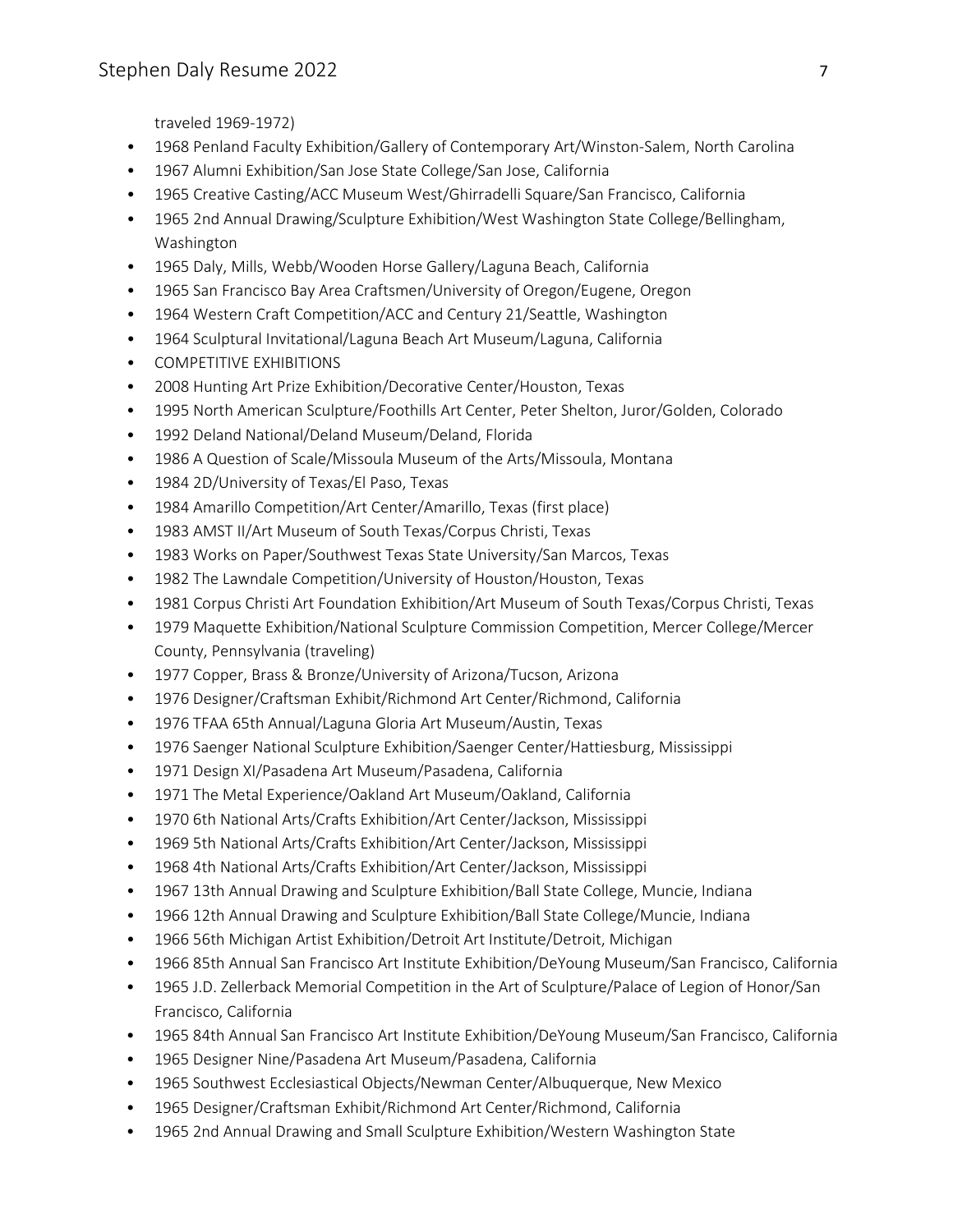traveled 1969-1972)

- 1968 Penland Faculty Exhibition/Gallery of Contemporary Art/Winston-Salem, North Carolina
- 1967 Alumni Exhibition/San Jose State College/San Jose, California
- 1965 Creative Casting/ACC Museum West/Ghirradelli Square/San Francisco, California
- 1965 2nd Annual Drawing/Sculpture Exhibition/West Washington State College/Bellingham, Washington
- 1965 Daly, Mills, Webb/Wooden Horse Gallery/Laguna Beach, California
- 1965 San Francisco Bay Area Craftsmen/University of Oregon/Eugene, Oregon
- 1964 Western Craft Competition/ACC and Century 21/Seattle, Washington
- 1964 Sculptural Invitational/Laguna Beach Art Museum/Laguna, California
- COMPETITIVE EXHIBITIONS
- 2008 Hunting Art Prize Exhibition/Decorative Center/Houston, Texas
- 1995 North American Sculpture/Foothills Art Center, Peter Shelton, Juror/Golden, Colorado
- 1992 Deland National/Deland Museum/Deland, Florida
- 1986 A Question of Scale/Missoula Museum of the Arts/Missoula, Montana
- 1984 2D/University of Texas/El Paso, Texas
- 1984 Amarillo Competition/Art Center/Amarillo, Texas (first place)
- 1983 AMST II/Art Museum of South Texas/Corpus Christi, Texas
- 1983 Works on Paper/Southwest Texas State University/San Marcos, Texas
- 1982 The Lawndale Competition/University of Houston/Houston, Texas
- 1981 Corpus Christi Art Foundation Exhibition/Art Museum of South Texas/Corpus Christi, Texas
- 1979 Maquette Exhibition/National Sculpture Commission Competition, Mercer College/Mercer County, Pennsylvania (traveling)
- 1977 Copper, Brass & Bronze/University of Arizona/Tucson, Arizona
- 1976 Designer/Craftsman Exhibit/Richmond Art Center/Richmond, California
- 1976 TFAA 65th Annual/Laguna Gloria Art Museum/Austin, Texas
- 1976 Saenger National Sculpture Exhibition/Saenger Center/Hattiesburg, Mississippi
- 1971 Design XI/Pasadena Art Museum/Pasadena, California
- 1971 The Metal Experience/Oakland Art Museum/Oakland, California
- 1970 6th National Arts/Crafts Exhibition/Art Center/Jackson, Mississippi
- 1969 5th National Arts/Crafts Exhibition/Art Center/Jackson, Mississippi
- 1968 4th National Arts/Crafts Exhibition/Art Center/Jackson, Mississippi
- 1967 13th Annual Drawing and Sculpture Exhibition/Ball State College, Muncie, Indiana
- 1966 12th Annual Drawing and Sculpture Exhibition/Ball State College/Muncie, Indiana
- 1966 56th Michigan Artist Exhibition/Detroit Art Institute/Detroit, Michigan
- 1966 85th Annual San Francisco Art Institute Exhibition/DeYoung Museum/San Francisco, California
- 1965 J.D. Zellerback Memorial Competition in the Art of Sculpture/Palace of Legion of Honor/San Francisco, California
- 1965 84th Annual San Francisco Art Institute Exhibition/DeYoung Museum/San Francisco, California
- 1965 Designer Nine/Pasadena Art Museum/Pasadena, California
- 1965 Southwest Ecclesiastical Objects/Newman Center/Albuquerque, New Mexico
- 1965 Designer/Craftsman Exhibit/Richmond Art Center/Richmond, California
- 1965 2nd Annual Drawing and Small Sculpture Exhibition/Western Washington State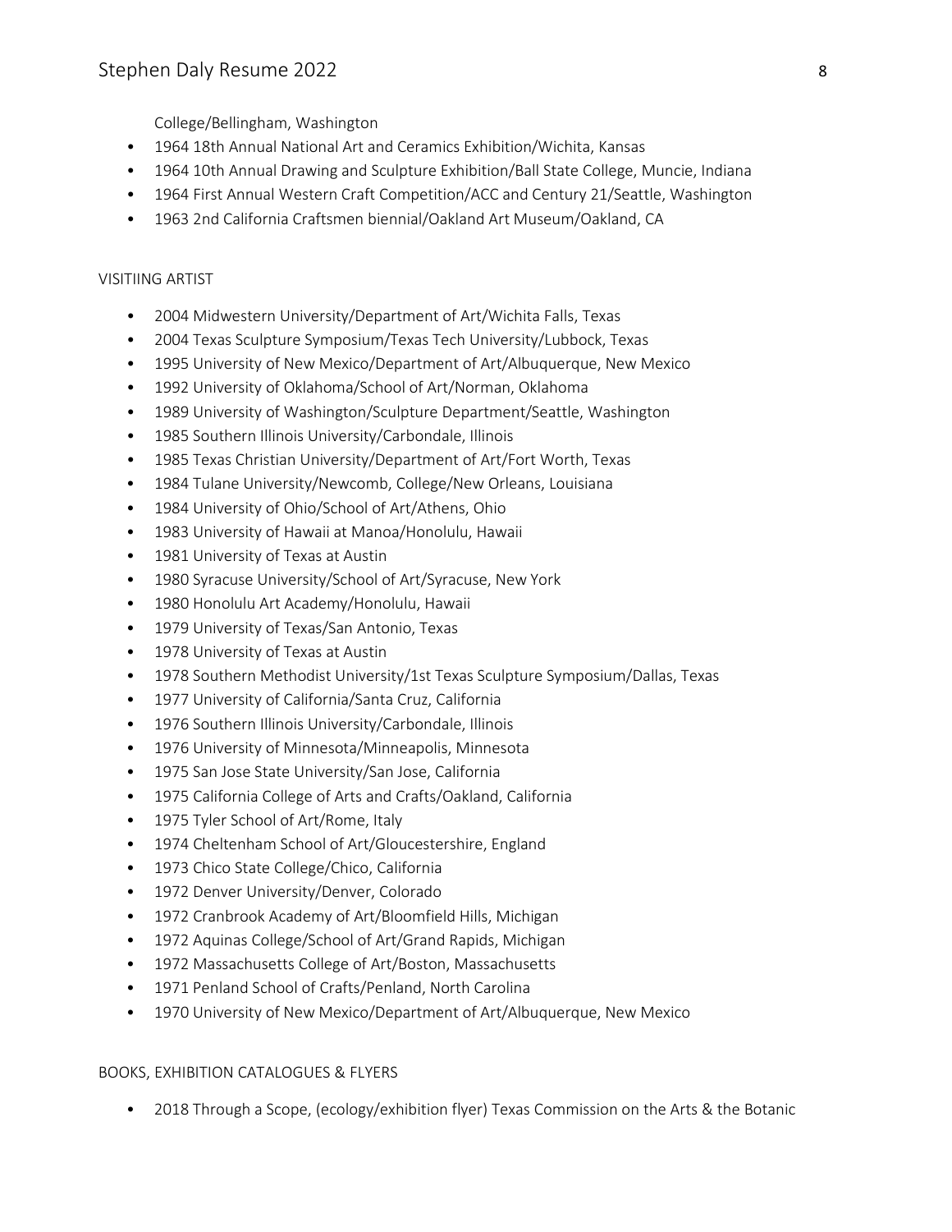College/Bellingham, Washington

- 1964 18th Annual National Art and Ceramics Exhibition/Wichita, Kansas
- 1964 10th Annual Drawing and Sculpture Exhibition/Ball State College, Muncie, Indiana
- 1964 First Annual Western Craft Competition/ACC and Century 21/Seattle, Washington
- 1963 2nd California Craftsmen biennial/Oakland Art Museum/Oakland, CA

VISITIING ARTIST

- 2004 Midwestern University/Department of Art/Wichita Falls, Texas
- 2004 Texas Sculpture Symposium/Texas Tech University/Lubbock, Texas
- 1995 University of New Mexico/Department of Art/Albuquerque, New Mexico
- 1992 University of Oklahoma/School of Art/Norman, Oklahoma
- 1989 University of Washington/Sculpture Department/Seattle, Washington
- 1985 Southern Illinois University/Carbondale, Illinois
- 1985 Texas Christian University/Department of Art/Fort Worth, Texas
- 1984 Tulane University/Newcomb, College/New Orleans, Louisiana
- 1984 University of Ohio/School of Art/Athens, Ohio
- 1983 University of Hawaii at Manoa/Honolulu, Hawaii
- 1981 University of Texas at Austin
- 1980 Syracuse University/School of Art/Syracuse, New York
- 1980 Honolulu Art Academy/Honolulu, Hawaii
- 1979 University of Texas/San Antonio, Texas
- 1978 University of Texas at Austin
- 1978 Southern Methodist University/1st Texas Sculpture Symposium/Dallas, Texas
- 1977 University of California/Santa Cruz, California
- 1976 Southern Illinois University/Carbondale, Illinois
- 1976 University of Minnesota/Minneapolis, Minnesota
- 1975 San Jose State University/San Jose, California
- 1975 California College of Arts and Crafts/Oakland, California
- 1975 Tyler School of Art/Rome, Italy
- 1974 Cheltenham School of Art/Gloucestershire, England
- 1973 Chico State College/Chico, California
- 1972 Denver University/Denver, Colorado
- 1972 Cranbrook Academy of Art/Bloomfield Hills, Michigan
- 1972 Aquinas College/School of Art/Grand Rapids, Michigan
- 1972 Massachusetts College of Art/Boston, Massachusetts
- 1971 Penland School of Crafts/Penland, North Carolina
- 1970 University of New Mexico/Department of Art/Albuquerque, New Mexico

BOOKS, EXHIBITION CATALOGUES & FLYERS

- 2018 Through a Scope, (ecology/exhibition flyer) Texas Commission on the Arts & the Botanic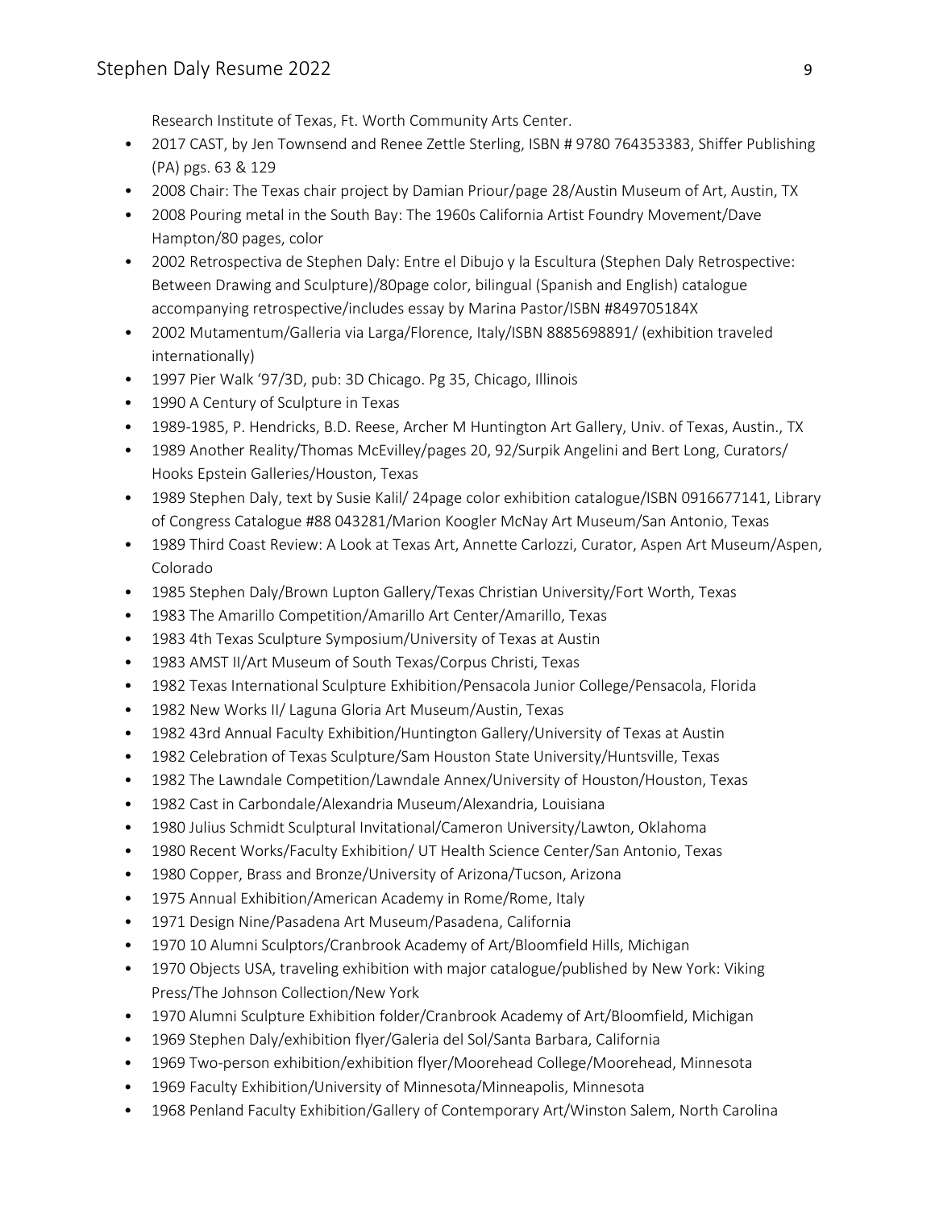Research Institute of Texas, Ft. Worth Community Arts Center.

- 2017 CAST, by Jen Townsend and Renee Zettle Sterling, ISBN # 9780 764353383, Shiffer Publishing (PA) pgs. 63 & 129
- 2008 Chair: The Texas chair project by Damian Priour/page 28/Austin Museum of Art, Austin, TX
- 2008 Pouring metal in the South Bay: The 1960s California Artist Foundry Movement/Dave Hampton/80 pages, color
- 2002 Retrospectiva de Stephen Daly: Entre el Dibujo y la Escultura (Stephen Daly Retrospective: Between Drawing and Sculpture)/80page color, bilingual (Spanish and English) catalogue accompanying retrospective/includes essay by Marina Pastor/ISBN #849705184X
- 2002 Mutamentum/Galleria via Larga/Florence, Italy/ISBN 8885698891/ (exhibition traveled internationally)
- 1997 Pier Walk '97/3D, pub: 3D Chicago. Pg 35, Chicago, Illinois
- 1990 A Century of Sculpture in Texas
- 1989-1985, P. Hendricks, B.D. Reese, Archer M Huntington Art Gallery, Univ. of Texas, Austin., TX
- 1989 Another Reality/Thomas McEvilley/pages 20, 92/Surpik Angelini and Bert Long, Curators/ Hooks Epstein Galleries/Houston, Texas
- 1989 Stephen Daly, text by Susie Kalil/ 24page color exhibition catalogue/ISBN 0916677141, Library of Congress Catalogue #88 043281/Marion Koogler McNay Art Museum/San Antonio, Texas
- 1989 Third Coast Review: A Look at Texas Art, Annette Carlozzi, Curator, Aspen Art Museum/Aspen, Colorado
- 1985 Stephen Daly/Brown Lupton Gallery/Texas Christian University/Fort Worth, Texas
- 1983 The Amarillo Competition/Amarillo Art Center/Amarillo, Texas
- 1983 4th Texas Sculpture Symposium/University of Texas at Austin
- 1983 AMST II/Art Museum of South Texas/Corpus Christi, Texas
- 1982 Texas International Sculpture Exhibition/Pensacola Junior College/Pensacola, Florida
- 1982 New Works II/ Laguna Gloria Art Museum/Austin, Texas
- 1982 43rd Annual Faculty Exhibition/Huntington Gallery/University of Texas at Austin
- 1982 Celebration of Texas Sculpture/Sam Houston State University/Huntsville, Texas
- 1982 The Lawndale Competition/Lawndale Annex/University of Houston/Houston, Texas
- 1982 Cast in Carbondale/Alexandria Museum/Alexandria, Louisiana
- 1980 Julius Schmidt Sculptural Invitational/Cameron University/Lawton, Oklahoma
- 1980 Recent Works/Faculty Exhibition/ UT Health Science Center/San Antonio, Texas
- 1980 Copper, Brass and Bronze/University of Arizona/Tucson, Arizona
- 1975 Annual Exhibition/American Academy in Rome/Rome, Italy
- 1971 Design Nine/Pasadena Art Museum/Pasadena, California
- 1970 10 Alumni Sculptors/Cranbrook Academy of Art/Bloomfield Hills, Michigan
- 1970 Objects USA, traveling exhibition with major catalogue/published by New York: Viking Press/The Johnson Collection/New York
- 1970 Alumni Sculpture Exhibition folder/Cranbrook Academy of Art/Bloomfield, Michigan
- 1969 Stephen Daly/exhibition flyer/Galeria del Sol/Santa Barbara, California
- 1969 Two-person exhibition/exhibition flyer/Moorehead College/Moorehead, Minnesota
- 1969 Faculty Exhibition/University of Minnesota/Minneapolis, Minnesota
- 1968 Penland Faculty Exhibition/Gallery of Contemporary Art/Winston Salem, North Carolina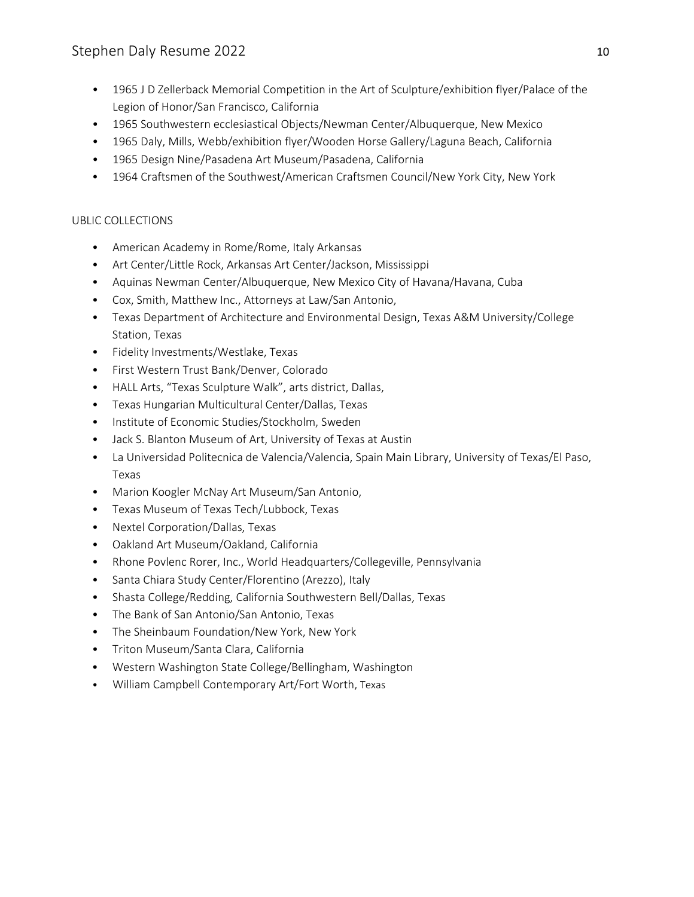- 1965 J D Zellerback Memorial Competition in the Art of Sculpture/exhibition flyer/Palace of the Legion of Honor/San Francisco, California
- 1965 Southwestern ecclesiastical Objects/Newman Center/Albuquerque, New Mexico
- 1965 Daly, Mills, Webb/exhibition flyer/Wooden Horse Gallery/Laguna Beach, California
- 1965 Design Nine/Pasadena Art Museum/Pasadena, California
- 1964 Craftsmen of the Southwest/American Craftsmen Council/New York City, New York

UBLIC COLLECTIONS

- American Academy in Rome/Rome, Italy Arkansas
- Art Center/Little Rock, Arkansas Art Center/Jackson, Mississippi
- Aquinas Newman Center/Albuquerque, New Mexico City of Havana/Havana, Cuba
- Cox, Smith, Matthew Inc., Attorneys at Law/San Antonio,
- Texas Department of Architecture and Environmental Design, Texas A&M University/College Station, Texas
- Fidelity Investments/Westlake, Texas
- First Western Trust Bank/Denver, Colorado
- HALL Arts, "Texas Sculpture Walk", arts district, Dallas,
- Texas Hungarian Multicultural Center/Dallas, Texas
- Institute of Economic Studies/Stockholm, Sweden
- Jack S. Blanton Museum of Art, University of Texas at Austin
- La Universidad Politecnica de Valencia/Valencia, Spain Main Library, University of Texas/El Paso, Texas
- Marion Koogler McNay Art Museum/San Antonio,
- Texas Museum of Texas Tech/Lubbock, Texas
- Nextel Corporation/Dallas, Texas
- Oakland Art Museum/Oakland, California
- Rhone Povlenc Rorer, Inc., World Headquarters/Collegeville, Pennsylvania
- Santa Chiara Study Center/Florentino (Arezzo), Italy
- Shasta College/Redding, California Southwestern Bell/Dallas, Texas
- The Bank of San Antonio/San Antonio, Texas
- The Sheinbaum Foundation/New York, New York
- Triton Museum/Santa Clara, California
- Western Washington State College/Bellingham, Washington
- William Campbell Contemporary Art/Fort Worth, Texas